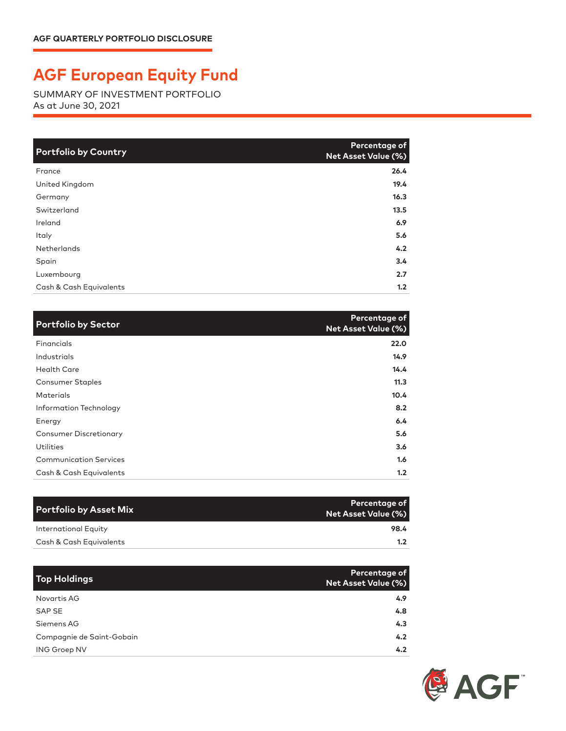AGF QUARTERLY PORTFOLIO DISCLOSURE

# AGF European Equity Fund

SUMMARY OF INVESTMENT PORTFOLIO
As at June 30, 2021

| Portfolio by Country | Percentage of Net Asset Value (%) |
|---|---|
| France | 26.4 |
| United Kingdom | 19.4 |
| Germany | 16.3 |
| Switzerland | 13.5 |
| Ireland | 6.9 |
| Italy | 5.6 |
| Netherlands | 4.2 |
| Spain | 3.4 |
| Luxembourg | 2.7 |
| Cash & Cash Equivalents | 1.2 |

| Portfolio by Sector | Percentage of Net Asset Value (%) |
|---|---|
| Financials | 22.0 |
| Industrials | 14.9 |
| Health Care | 14.4 |
| Consumer Staples | 11.3 |
| Materials | 10.4 |
| Information Technology | 8.2 |
| Energy | 6.4 |
| Consumer Discretionary | 5.6 |
| Utilities | 3.6 |
| Communication Services | 1.6 |
| Cash & Cash Equivalents | 1.2 |

| Portfolio by Asset Mix | Percentage of Net Asset Value (%) |
|---|---|
| International Equity | 98.4 |
| Cash & Cash Equivalents | 1.2 |

| Top Holdings | Percentage of Net Asset Value (%) |
|---|---|
| Novartis AG | 4.9 |
| SAP SE | 4.8 |
| Siemens AG | 4.3 |
| Compagnie de Saint-Gobain | 4.2 |
| ING Groep NV | 4.2 |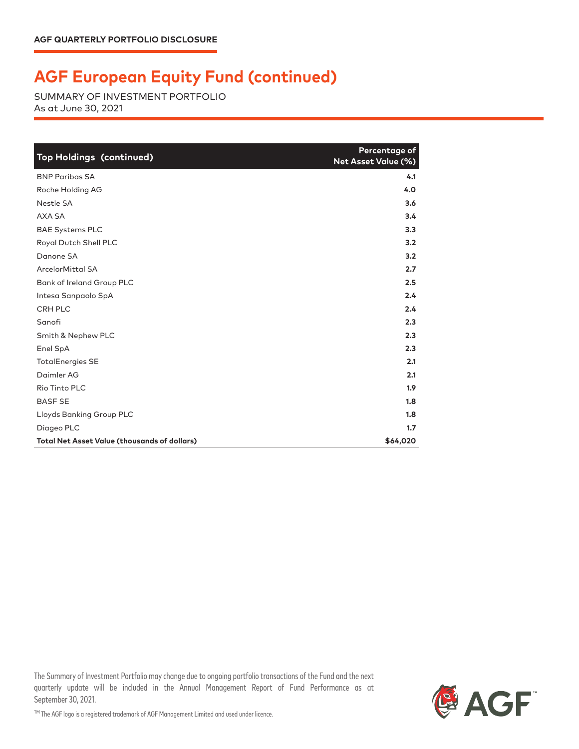**AGF QUARTERLY PORTFOLIO DISCLOSURE**

# AGF European Equity Fund (continued)

SUMMARY OF INVESTMENT PORTFOLIO
As at June 30, 2021

| Top Holdings (continued) | Percentage of Net Asset Value (%) |
|---|---|
| BNP Paribas SA | 4.1 |
| Roche Holding AG | 4.0 |
| Nestle SA | 3.6 |
| AXA SA | 3.4 |
| BAE Systems PLC | 3.3 |
| Royal Dutch Shell PLC | 3.2 |
| Danone SA | 3.2 |
| ArcelorMittal SA | 2.7 |
| Bank of Ireland Group PLC | 2.5 |
| Intesa Sanpaolo SpA | 2.4 |
| CRH PLC | 2.4 |
| Sanofi | 2.3 |
| Smith & Nephew PLC | 2.3 |
| Enel SpA | 2.3 |
| TotalEnergies SE | 2.1 |
| Daimler AG | 2.1 |
| Rio Tinto PLC | 1.9 |
| BASF SE | 1.8 |
| Lloyds Banking Group PLC | 1.8 |
| Diageo PLC | 1.7 |
| **Total Net Asset Value (thousands of dollars)** | **$64,020** |

The Summary of Investment Portfolio may change due to ongoing portfolio transactions of the Fund and the next quarterly update will be included in the Annual Management Report of Fund Performance as at September 30, 2021.

TM The AGF logo is a registered trademark of AGF Management Limited and used under licence.